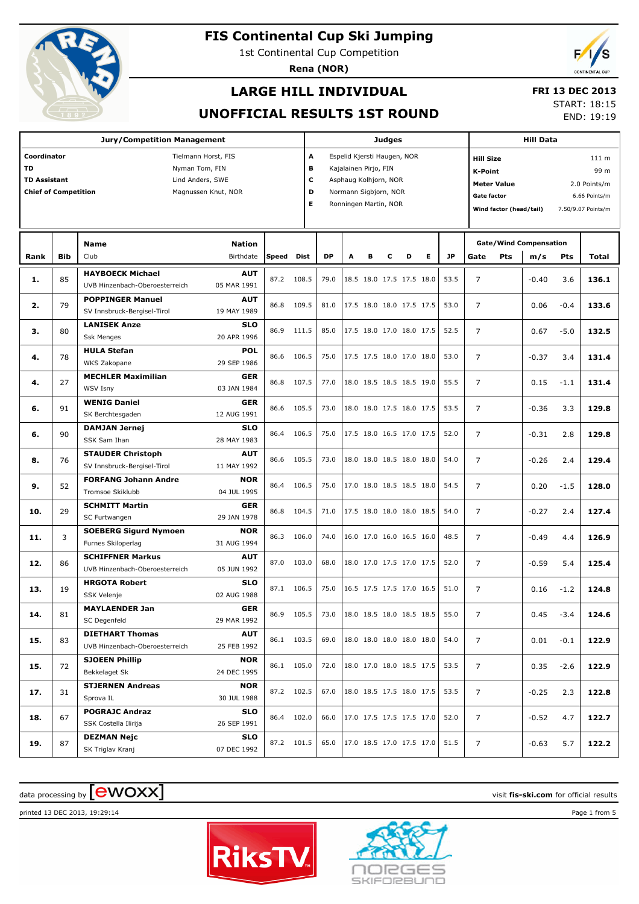# FIS Continental Cup Ski Jumping

1st Continental Cup Competition

**Rena (NOR)**

## LARGE HILL INDIVIDUAL

## UNOFFICIAL RESULTS 1ST ROUND

**FRI 13 DEC 2013**
START: 18:15
END: 19:19

| Jury/Competition Management | | Judges | | Hill Data | |
|---|---|---|---|---|---|
| **Coordinator** | Tielmann Horst, FIS | **A** | Espelid Kjersti Haugen, NOR | **Hill Size** | 111 m |
| **TD** | Nyman Tom, FIN | **B** | Kajalainen Pirjo, FIN | **K-Point** | 99 m |
| **TD Assistant** | Lind Anders, SWE | **C** | Asphaug Kolhjorn, NOR | **Meter Value** | 2.0 Points/m |
| **Chief of Competition** | Magnussen Knut, NOR | **D** | Normann Sigbjorn, NOR | **Gate factor** | 6.66 Points/m |
| | | **E** | Ronningen Martin, NOR | **Wind factor (head/tail)** | 7.50/9.07 Points/m |

| Rank | Bib | Name / Club | Nation / Birthdate | Speed | Dist | DP | A | B | C | D | E | JP | Gate | Pts | m/s | Pts | Total |
|---|---|---|---|---|---|---|---|---|---|---|---|---|---|---|---|---|---|
| 1. | 85 | **HAYBOECK Michael** UVB Hinzenbach-Oberoesterreich | **AUT** 05 MAR 1991 | 87.2 | 108.5 | 79.0 | 18.5 | 18.0 | 17.5 | 17.5 | 18.0 | 53.5 | 7 | | -0.40 | 3.6 | **136.1** |
| 2. | 79 | **POPPINGER Manuel** SV Innsbruck-Bergisel-Tirol | **AUT** 19 MAY 1989 | 86.8 | 109.5 | 81.0 | 17.5 | 18.0 | 18.0 | 17.5 | 17.5 | 53.0 | 7 | | 0.06 | -0.4 | **133.6** |
| 3. | 80 | **LANISEK Anze** Ssk Menges | **SLO** 20 APR 1996 | 86.9 | 111.5 | 85.0 | 17.5 | 18.0 | 17.0 | 18.0 | 17.5 | 52.5 | 7 | | 0.67 | -5.0 | **132.5** |
| 4. | 78 | **HULA Stefan** WKS Zakopane | **POL** 29 SEP 1986 | 86.6 | 106.5 | 75.0 | 17.5 | 17.5 | 18.0 | 17.0 | 18.0 | 53.0 | 7 | | -0.37 | 3.4 | **131.4** |
| 4. | 27 | **MECHLER Maximilian** WSV Isny | **GER** 03 JAN 1984 | 86.8 | 107.5 | 77.0 | 18.0 | 18.5 | 18.5 | 18.5 | 19.0 | 55.5 | 7 | | 0.15 | -1.1 | **131.4** |
| 6. | 91 | **WENIG Daniel** SK Berchtesgaden | **GER** 12 AUG 1991 | 86.6 | 105.5 | 73.0 | 18.0 | 18.0 | 17.5 | 18.0 | 17.5 | 53.5 | 7 | | -0.36 | 3.3 | **129.8** |
| 6. | 90 | **DAMJAN Jernej** SSK Sam Ihan | **SLO** 28 MAY 1983 | 86.4 | 106.5 | 75.0 | 17.5 | 18.0 | 16.5 | 17.0 | 17.5 | 52.0 | 7 | | -0.31 | 2.8 | **129.8** |
| 8. | 76 | **STAUDER Christoph** SV Innsbruck-Bergisel-Tirol | **AUT** 11 MAY 1992 | 86.6 | 105.5 | 73.0 | 18.0 | 18.0 | 18.5 | 18.0 | 18.0 | 54.0 | 7 | | -0.26 | 2.4 | **129.4** |
| 9. | 52 | **FORFANG Johann Andre** Tromsoe Skiklubb | **NOR** 04 JUL 1995 | 86.4 | 106.5 | 75.0 | 17.0 | 18.0 | 18.5 | 18.5 | 18.0 | 54.5 | 7 | | 0.20 | -1.5 | **128.0** |
| 10. | 29 | **SCHMITT Martin** SC Furtwangen | **GER** 29 JAN 1978 | 86.8 | 104.5 | 71.0 | 17.5 | 18.0 | 18.0 | 18.0 | 18.5 | 54.0 | 7 | | -0.27 | 2.4 | **127.4** |
| 11. | 3 | **SOEBERG Sigurd Nymoen** Furnes Skiloperlag | **NOR** 31 AUG 1994 | 86.3 | 106.0 | 74.0 | 16.0 | 17.0 | 16.0 | 16.5 | 16.0 | 48.5 | 7 | | -0.49 | 4.4 | **126.9** |
| 12. | 86 | **SCHIFFNER Markus** UVB Hinzenbach-Oberoesterreich | **AUT** 05 JUN 1992 | 87.0 | 103.0 | 68.0 | 18.0 | 17.0 | 17.5 | 17.0 | 17.5 | 52.0 | 7 | | -0.59 | 5.4 | **125.4** |
| 13. | 19 | **HRGOTA Robert** SSK Velenje | **SLO** 02 AUG 1988 | 87.1 | 106.5 | 75.0 | 16.5 | 17.5 | 17.5 | 17.0 | 16.5 | 51.0 | 7 | | 0.16 | -1.2 | **124.8** |
| 14. | 81 | **MAYLAENDER Jan** SC Degenfeld | **GER** 29 MAR 1992 | 86.9 | 105.5 | 73.0 | 18.0 | 18.5 | 18.0 | 18.5 | 18.5 | 55.0 | 7 | | 0.45 | -3.4 | **124.6** |
| 15. | 83 | **DIETHART Thomas** UVB Hinzenbach-Oberoesterreich | **AUT** 25 FEB 1992 | 86.1 | 103.5 | 69.0 | 18.0 | 18.0 | 18.0 | 18.0 | 18.0 | 54.0 | 7 | | 0.01 | -0.1 | **122.9** |
| 15. | 72 | **SJOEEN Phillip** Bekkelaget Sk | **NOR** 24 DEC 1995 | 86.1 | 105.0 | 72.0 | 18.0 | 17.0 | 18.0 | 18.5 | 17.5 | 53.5 | 7 | | 0.35 | -2.6 | **122.9** |
| 17. | 31 | **STJERNEN Andreas** Sprova IL | **NOR** 30 JUL 1988 | 87.2 | 102.5 | 67.0 | 18.0 | 18.5 | 17.5 | 18.0 | 17.5 | 53.5 | 7 | | -0.25 | 2.3 | **122.8** |
| 18. | 67 | **POGRAJC Andraz** SSK Costella Ilirija | **SLO** 26 SEP 1991 | 86.4 | 102.0 | 66.0 | 17.0 | 17.5 | 17.5 | 17.5 | 17.0 | 52.0 | 7 | | -0.52 | 4.7 | **122.7** |
| 19. | 87 | **DEZMAN Nejc** SK Triglav Kranj | **SLO** 07 DEC 1992 | 87.2 | 101.5 | 65.0 | 17.0 | 18.5 | 17.0 | 17.5 | 17.0 | 51.5 | 7 | | -0.63 | 5.7 | **122.2** |

Gate/Wind Compensation columns: Gate, Pts (gate), m/s, Pts (wind).

data processing by [ewoxx] visit **fis-ski.com** for official results

printed 13 DEC 2013, 19:29:14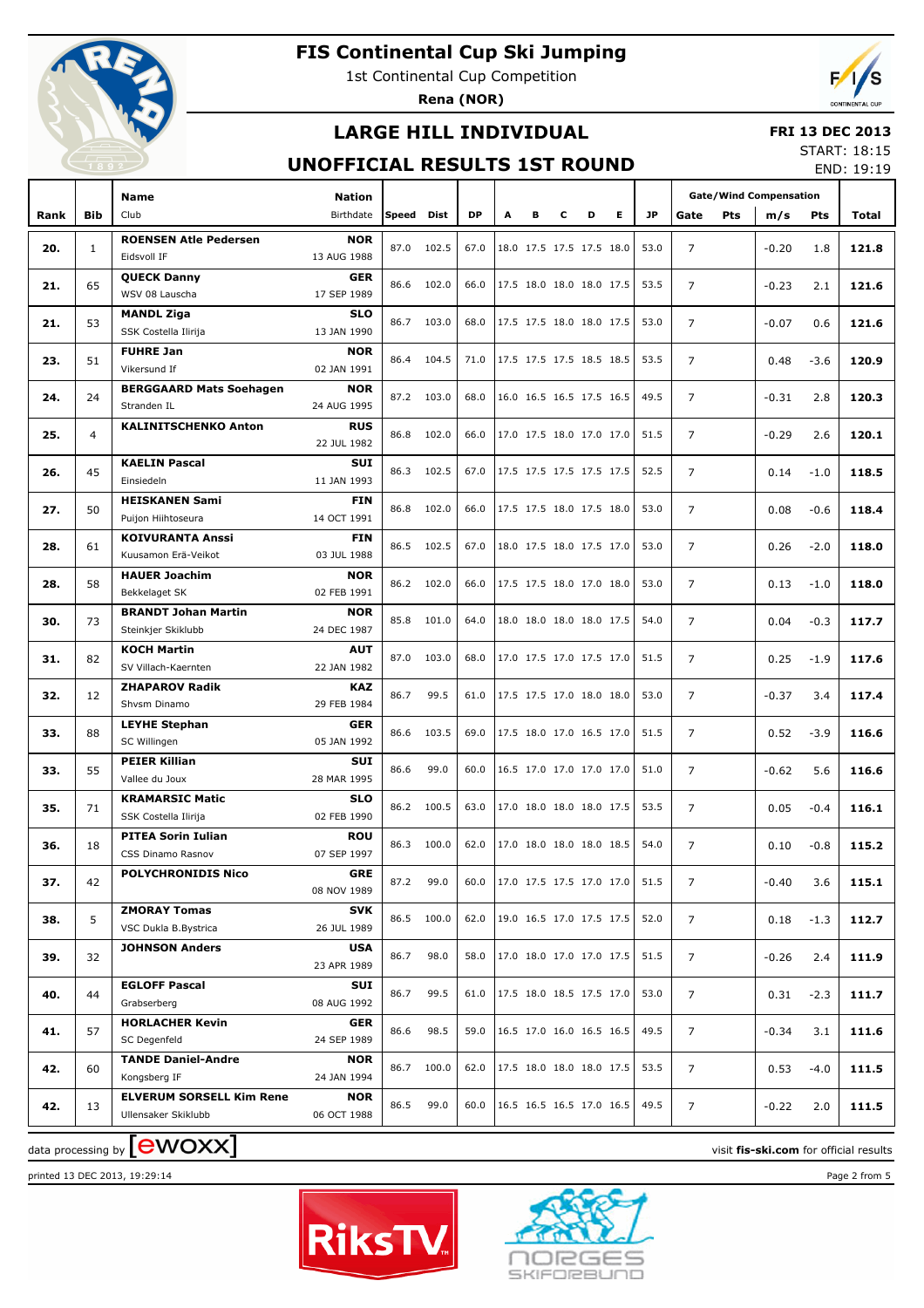# FIS Continental Cup Ski Jumping

1st Continental Cup Competition

**Rena (NOR)**

## LARGE HILL INDIVIDUAL

## UNOFFICIAL RESULTS 1ST ROUND

**FRI 13 DEC 2013**

START: 18:15

END: 19:19

| Rank | Bib | Name / Club | Nation / Birthdate | Speed | Dist | DP | A | B | C | D | E | JP | Gate | Gate Pts | Wind m/s | Wind Pts | Total |
|---|---|---|---|---|---|---|---|---|---|---|---|---|---|---|---|---|---|
| **20.** | 1 | **ROENSEN Atle Pedersen** Eidsvoll IF | **NOR** 13 AUG 1988 | 87.0 | 102.5 | 67.0 | 18.0 | 17.5 | 17.5 | 17.5 | 18.0 | 53.0 | 7 | | -0.20 | 1.8 | **121.8** |
| **21.** | 65 | **QUECK Danny** WSV 08 Lauscha | **GER** 17 SEP 1989 | 86.6 | 102.0 | 66.0 | 17.5 | 18.0 | 18.0 | 18.0 | 17.5 | 53.5 | 7 | | -0.23 | 2.1 | **121.6** |
| **21.** | 53 | **MANDL Ziga** SSK Costella Ilirija | **SLO** 13 JAN 1990 | 86.7 | 103.0 | 68.0 | 17.5 | 17.5 | 18.0 | 18.0 | 17.5 | 53.0 | 7 | | -0.07 | 0.6 | **121.6** |
| **23.** | 51 | **FUHRE Jan** Vikersund If | **NOR** 02 JAN 1991 | 86.4 | 104.5 | 71.0 | 17.5 | 17.5 | 17.5 | 18.5 | 18.5 | 53.5 | 7 | | 0.48 | -3.6 | **120.9** |
| **24.** | 24 | **BERGGAARD Mats Soehagen** Stranden IL | **NOR** 24 AUG 1995 | 87.2 | 103.0 | 68.0 | 16.0 | 16.5 | 16.5 | 17.5 | 16.5 | 49.5 | 7 | | -0.31 | 2.8 | **120.3** |
| **25.** | 4 | **KALINITSCHENKO Anton** | **RUS** 22 JUL 1982 | 86.8 | 102.0 | 66.0 | 17.0 | 17.5 | 18.0 | 17.0 | 17.0 | 51.5 | 7 | | -0.29 | 2.6 | **120.1** |
| **26.** | 45 | **KAELIN Pascal** Einsiedeln | **SUI** 11 JAN 1993 | 86.3 | 102.5 | 67.0 | 17.5 | 17.5 | 17.5 | 17.5 | 17.5 | 52.5 | 7 | | 0.14 | -1.0 | **118.5** |
| **27.** | 50 | **HEISKANEN Sami** Puijon Hiihtoseura | **FIN** 14 OCT 1991 | 86.8 | 102.0 | 66.0 | 17.5 | 17.5 | 18.0 | 17.5 | 18.0 | 53.0 | 7 | | 0.08 | -0.6 | **118.4** |
| **28.** | 61 | **KOIVURANTA Anssi** Kuusamon Erä-Veikot | **FIN** 03 JUL 1988 | 86.5 | 102.5 | 67.0 | 18.0 | 17.5 | 18.0 | 17.5 | 17.0 | 53.0 | 7 | | 0.26 | -2.0 | **118.0** |
| **28.** | 58 | **HAUER Joachim** Bekkelaget SK | **NOR** 02 FEB 1991 | 86.2 | 102.0 | 66.0 | 17.5 | 17.5 | 18.0 | 17.0 | 18.0 | 53.0 | 7 | | 0.13 | -1.0 | **118.0** |
| **30.** | 73 | **BRANDT Johan Martin** Steinkjer Skiklubb | **NOR** 24 DEC 1987 | 85.8 | 101.0 | 64.0 | 18.0 | 18.0 | 18.0 | 18.0 | 17.5 | 54.0 | 7 | | 0.04 | -0.3 | **117.7** |
| **31.** | 82 | **KOCH Martin** SV Villach-Kaernten | **AUT** 22 JAN 1982 | 87.0 | 103.0 | 68.0 | 17.0 | 17.5 | 17.0 | 17.5 | 17.0 | 51.5 | 7 | | 0.25 | -1.9 | **117.6** |
| **32.** | 12 | **ZHAPAROV Radik** Shvsm Dinamo | **KAZ** 29 FEB 1984 | 86.7 | 99.5 | 61.0 | 17.5 | 17.5 | 17.0 | 18.0 | 18.0 | 53.0 | 7 | | -0.37 | 3.4 | **117.4** |
| **33.** | 88 | **LEYHE Stephan** SC Willingen | **GER** 05 JAN 1992 | 86.6 | 103.5 | 69.0 | 17.5 | 18.0 | 17.0 | 16.5 | 17.0 | 51.5 | 7 | | 0.52 | -3.9 | **116.6** |
| **33.** | 55 | **PEIER Killian** Vallee du Joux | **SUI** 28 MAR 1995 | 86.6 | 99.0 | 60.0 | 16.5 | 17.0 | 17.0 | 17.0 | 17.0 | 51.0 | 7 | | -0.62 | 5.6 | **116.6** |
| **35.** | 71 | **KRAMARSIC Matic** SSK Costella Ilirija | **SLO** 02 FEB 1990 | 86.2 | 100.5 | 63.0 | 17.0 | 18.0 | 18.0 | 18.0 | 17.5 | 53.5 | 7 | | 0.05 | -0.4 | **116.1** |
| **36.** | 18 | **PITEA Sorin Iulian** CSS Dinamo Rasnov | **ROU** 07 SEP 1997 | 86.3 | 100.0 | 62.0 | 17.0 | 18.0 | 18.0 | 18.0 | 18.5 | 54.0 | 7 | | 0.10 | -0.8 | **115.2** |
| **37.** | 42 | **POLYCHRONIDIS Nico** | **GRE** 08 NOV 1989 | 87.2 | 99.0 | 60.0 | 17.0 | 17.5 | 17.5 | 17.0 | 17.0 | 51.5 | 7 | | -0.40 | 3.6 | **115.1** |
| **38.** | 5 | **ZMORAY Tomas** VSC Dukla B.Bystrica | **SVK** 26 JUL 1989 | 86.5 | 100.0 | 62.0 | 19.0 | 16.5 | 17.0 | 17.5 | 17.5 | 52.0 | 7 | | 0.18 | -1.3 | **112.7** |
| **39.** | 32 | **JOHNSON Anders** | **USA** 23 APR 1989 | 86.7 | 98.0 | 58.0 | 17.0 | 18.0 | 17.0 | 17.0 | 17.5 | 51.5 | 7 | | -0.26 | 2.4 | **111.9** |
| **40.** | 44 | **EGLOFF Pascal** Grabserberg | **SUI** 08 AUG 1992 | 86.7 | 99.5 | 61.0 | 17.5 | 18.0 | 18.5 | 17.5 | 17.0 | 53.0 | 7 | | 0.31 | -2.3 | **111.7** |
| **41.** | 57 | **HORLACHER Kevin** SC Degenfeld | **GER** 24 SEP 1989 | 86.6 | 98.5 | 59.0 | 16.5 | 17.0 | 16.0 | 16.5 | 16.5 | 49.5 | 7 | | -0.34 | 3.1 | **111.6** |
| **42.** | 60 | **TANDE Daniel-Andre** Kongsberg IF | **NOR** 24 JAN 1994 | 86.7 | 100.0 | 62.0 | 17.5 | 18.0 | 18.0 | 18.0 | 17.5 | 53.5 | 7 | | 0.53 | -4.0 | **111.5** |
| **42.** | 13 | **ELVERUM SORSELL Kim Rene** Ullensaker Skiklubb | **NOR** 06 OCT 1988 | 86.5 | 99.0 | 60.0 | 16.5 | 16.5 | 16.5 | 17.0 | 16.5 | 49.5 | 7 | | -0.22 | 2.0 | **111.5** |

data processing by ewoxx — visit **fis-ski.com** for official results

printed 13 DEC 2013, 19:29:14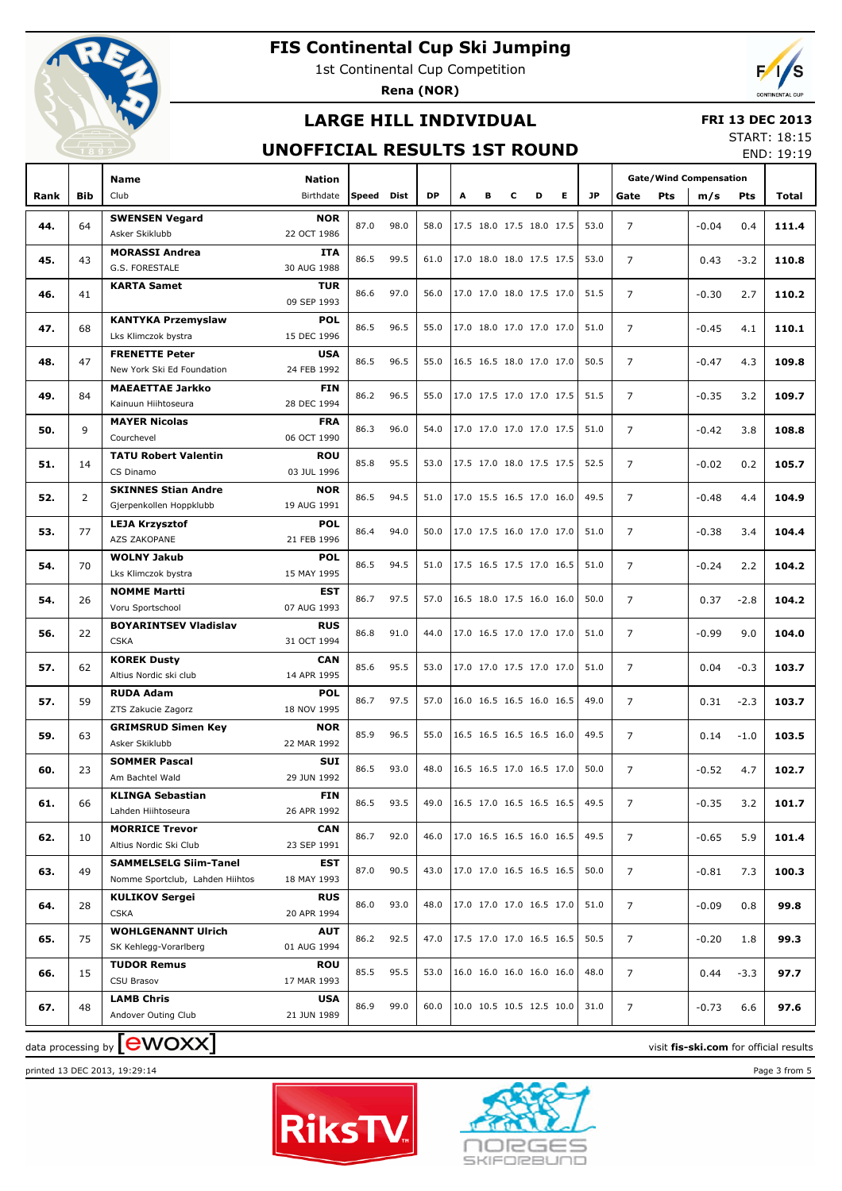# FIS Continental Cup Ski Jumping

1st Continental Cup Competition

**Rena (NOR)**

## LARGE HILL INDIVIDUAL

**FRI 13 DEC 2013**

START: 18:15

END: 19:19

## UNOFFICIAL RESULTS 1ST ROUND

| Rank | Bib | Name / Club | Nation / Birthdate | Speed | Dist | DP | A | B | C | D | E | JP | Gate | Pts | m/s | Pts | Total |
|---|---|---|---|---|---|---|---|---|---|---|---|---|---|---|---|---|---|
| 44. | 64 | **SWENSEN Vegard** Asker Skiklubb | **NOR** 22 OCT 1986 | 87.0 | 98.0 | 58.0 | 17.5 | 18.0 | 17.5 | 18.0 | 17.5 | 53.0 | 7 | | -0.04 | 0.4 | **111.4** |
| 45. | 43 | **MORASSI Andrea** G.S. FORESTALE | **ITA** 30 AUG 1988 | 86.5 | 99.5 | 61.0 | 17.0 | 18.0 | 18.0 | 17.5 | 17.5 | 53.0 | 7 | | 0.43 | -3.2 | **110.8** |
| 46. | 41 | **KARTA Samet** | **TUR** 09 SEP 1993 | 86.6 | 97.0 | 56.0 | 17.0 | 17.0 | 18.0 | 17.5 | 17.0 | 51.5 | 7 | | -0.30 | 2.7 | **110.2** |
| 47. | 68 | **KANTYKA Przemyslaw** Lks Klimczok bystra | **POL** 15 DEC 1996 | 86.5 | 96.5 | 55.0 | 17.0 | 18.0 | 17.0 | 17.0 | 17.0 | 51.0 | 7 | | -0.45 | 4.1 | **110.1** |
| 48. | 47 | **FRENETTE Peter** New York Ski Ed Foundation | **USA** 24 FEB 1992 | 86.5 | 96.5 | 55.0 | 16.5 | 16.5 | 18.0 | 17.0 | 17.0 | 50.5 | 7 | | -0.47 | 4.3 | **109.8** |
| 49. | 84 | **MAEAETTAE Jarkko** Kainuun Hiihtoseura | **FIN** 28 DEC 1994 | 86.2 | 96.5 | 55.0 | 17.0 | 17.5 | 17.0 | 17.0 | 17.5 | 51.5 | 7 | | -0.35 | 3.2 | **109.7** |
| 50. | 9 | **MAYER Nicolas** Courchevel | **FRA** 06 OCT 1990 | 86.3 | 96.0 | 54.0 | 17.0 | 17.0 | 17.0 | 17.0 | 17.5 | 51.0 | 7 | | -0.42 | 3.8 | **108.8** |
| 51. | 14 | **TATU Robert Valentin** CS Dinamo | **ROU** 03 JUL 1996 | 85.8 | 95.5 | 53.0 | 17.5 | 17.0 | 18.0 | 17.5 | 17.5 | 52.5 | 7 | | -0.02 | 0.2 | **105.7** |
| 52. | 2 | **SKINNES Stian Andre** Gjerpenkollen Hoppklubb | **NOR** 19 AUG 1991 | 86.5 | 94.5 | 51.0 | 17.0 | 15.5 | 16.5 | 17.0 | 16.0 | 49.5 | 7 | | -0.48 | 4.4 | **104.9** |
| 53. | 77 | **LEJA Krzysztof** AZS ZAKOPANE | **POL** 21 FEB 1996 | 86.4 | 94.0 | 50.0 | 17.0 | 17.5 | 16.0 | 17.0 | 17.0 | 51.0 | 7 | | -0.38 | 3.4 | **104.4** |
| 54. | 70 | **WOLNY Jakub** Lks Klimczok bystra | **POL** 15 MAY 1995 | 86.5 | 94.5 | 51.0 | 17.5 | 16.5 | 17.5 | 17.0 | 16.5 | 51.0 | 7 | | -0.24 | 2.2 | **104.2** |
| 54. | 26 | **NOMME Martti** Voru Sportschool | **EST** 07 AUG 1993 | 86.7 | 97.5 | 57.0 | 16.5 | 18.0 | 17.5 | 16.0 | 16.0 | 50.0 | 7 | | 0.37 | -2.8 | **104.2** |
| 56. | 22 | **BOYARINTSEV Vladislav** CSKA | **RUS** 31 OCT 1994 | 86.8 | 91.0 | 44.0 | 17.0 | 16.5 | 17.0 | 17.0 | 17.0 | 51.0 | 7 | | -0.99 | 9.0 | **104.0** |
| 57. | 62 | **KOREK Dusty** Altius Nordic ski club | **CAN** 14 APR 1995 | 85.6 | 95.5 | 53.0 | 17.0 | 17.0 | 17.5 | 17.0 | 17.0 | 51.0 | 7 | | 0.04 | -0.3 | **103.7** |
| 57. | 59 | **RUDA Adam** ZTS Zakucie Zagorz | **POL** 18 NOV 1995 | 86.7 | 97.5 | 57.0 | 16.0 | 16.5 | 16.5 | 16.0 | 16.5 | 49.0 | 7 | | 0.31 | -2.3 | **103.7** |
| 59. | 63 | **GRIMSRUD Simen Key** Asker Skiklubb | **NOR** 22 MAR 1992 | 85.9 | 96.5 | 55.0 | 16.5 | 16.5 | 16.5 | 16.5 | 16.0 | 49.5 | 7 | | 0.14 | -1.0 | **103.5** |
| 60. | 23 | **SOMMER Pascal** Am Bachtel Wald | **SUI** 29 JUN 1992 | 86.5 | 93.0 | 48.0 | 16.5 | 16.5 | 17.0 | 16.5 | 17.0 | 50.0 | 7 | | -0.52 | 4.7 | **102.7** |
| 61. | 66 | **KLINGA Sebastian** Lahden Hiihtoseura | **FIN** 26 APR 1992 | 86.5 | 93.5 | 49.0 | 16.5 | 17.0 | 16.5 | 16.5 | 16.5 | 49.5 | 7 | | -0.35 | 3.2 | **101.7** |
| 62. | 10 | **MORRICE Trevor** Altius Nordic Ski Club | **CAN** 23 SEP 1991 | 86.7 | 92.0 | 46.0 | 17.0 | 16.5 | 16.5 | 16.0 | 16.5 | 49.5 | 7 | | -0.65 | 5.9 | **101.4** |
| 63. | 49 | **SAMMELSELG Siim-Tanel** Nomme Sportclub, Lahden Hiihtos | **EST** 18 MAY 1993 | 87.0 | 90.5 | 43.0 | 17.0 | 17.0 | 16.5 | 16.5 | 16.5 | 50.0 | 7 | | -0.81 | 7.3 | **100.3** |
| 64. | 28 | **KULIKOV Sergei** CSKA | **RUS** 20 APR 1994 | 86.0 | 93.0 | 48.0 | 17.0 | 17.0 | 17.0 | 16.5 | 17.0 | 51.0 | 7 | | -0.09 | 0.8 | **99.8** |
| 65. | 75 | **WOHLGENANNT Ulrich** SK Kehlegg-Vorarlberg | **AUT** 01 AUG 1994 | 86.2 | 92.5 | 47.0 | 17.5 | 17.0 | 17.0 | 16.5 | 16.5 | 50.5 | 7 | | -0.20 | 1.8 | **99.3** |
| 66. | 15 | **TUDOR Remus** CSU Brasov | **ROU** 17 MAR 1993 | 85.5 | 95.5 | 53.0 | 16.0 | 16.0 | 16.0 | 16.0 | 16.0 | 48.0 | 7 | | 0.44 | -3.3 | **97.7** |
| 67. | 48 | **LAMB Chris** Andover Outing Club | **USA** 21 JUN 1989 | 86.9 | 99.0 | 60.0 | 10.0 | 10.5 | 10.5 | 12.5 | 10.0 | 31.0 | 7 | | -0.73 | 6.6 | **97.6** |

data processing by ewoxx — visit fis-ski.com for official results

printed 13 DEC 2013, 19:29:14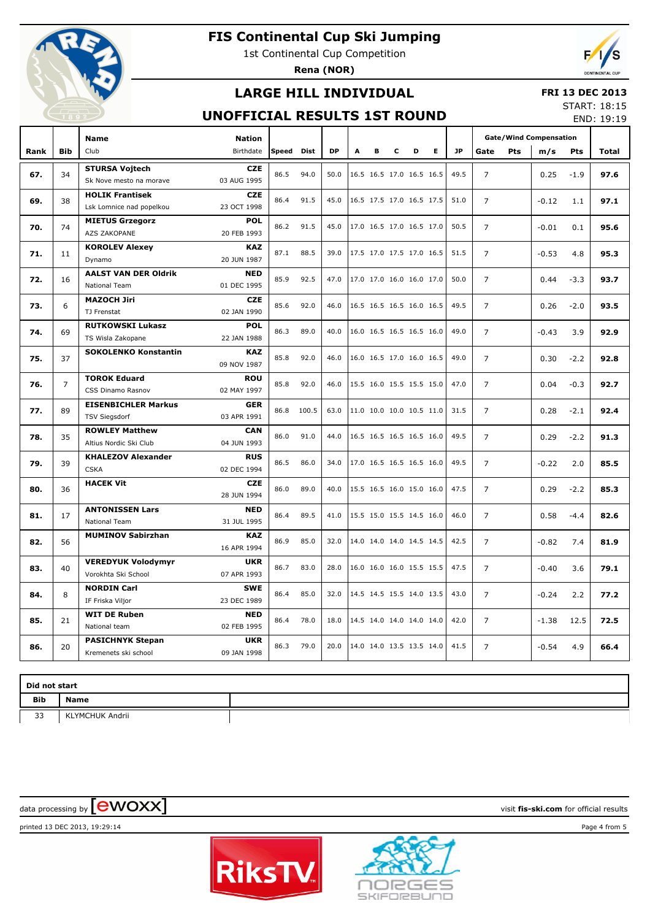# FIS Continental Cup Ski Jumping

1st Continental Cup Competition

**Rena (NOR)**

## LARGE HILL INDIVIDUAL

## UNOFFICIAL RESULTS 1ST ROUND

**FRI 13 DEC 2013**

START: 18:15

END: 19:19

| Rank | Bib | Name / Club | Nation / Birthdate | Speed | Dist | DP | A | B | C | D | E | JP | Gate | Pts | m/s | Pts | Total |
|---|---|---|---|---|---|---|---|---|---|---|---|---|---|---|---|---|---|
| 67. | 34 | **STURSA Vojtech** Sk Nove mesto na morave | **CZE** 03 AUG 1995 | 86.5 | 94.0 | 50.0 | 16.5 | 16.5 | 17.0 | 16.5 | 16.5 | 49.5 | 7 | | 0.25 | -1.9 | **97.6** |
| 69. | 38 | **HOLIK Frantisek** Lsk Lomnice nad popelkou | **CZE** 23 OCT 1998 | 86.4 | 91.5 | 45.0 | 16.5 | 17.5 | 17.0 | 16.5 | 17.5 | 51.0 | 7 | | -0.12 | 1.1 | **97.1** |
| 70. | 74 | **MIETUS Grzegorz** AZS ZAKOPANE | **POL** 20 FEB 1993 | 86.2 | 91.5 | 45.0 | 17.0 | 16.5 | 17.0 | 16.5 | 17.0 | 50.5 | 7 | | -0.01 | 0.1 | **95.6** |
| 71. | 11 | **KOROLEV Alexey** Dynamo | **KAZ** 20 JUN 1987 | 87.1 | 88.5 | 39.0 | 17.5 | 17.0 | 17.5 | 17.0 | 16.5 | 51.5 | 7 | | -0.53 | 4.8 | **95.3** |
| 72. | 16 | **AALST VAN DER Oldrik** National Team | **NED** 01 DEC 1995 | 85.9 | 92.5 | 47.0 | 17.0 | 17.0 | 16.0 | 16.0 | 17.0 | 50.0 | 7 | | 0.44 | -3.3 | **93.7** |
| 73. | 6 | **MAZOCH Jiri** TJ Frenstat | **CZE** 02 JAN 1990 | 85.6 | 92.0 | 46.0 | 16.5 | 16.5 | 16.5 | 16.0 | 16.5 | 49.5 | 7 | | 0.26 | -2.0 | **93.5** |
| 74. | 69 | **RUTKOWSKI Lukasz** TS Wisla Zakopane | **POL** 22 JAN 1988 | 86.3 | 89.0 | 40.0 | 16.0 | 16.5 | 16.5 | 16.5 | 16.0 | 49.0 | 7 | | -0.43 | 3.9 | **92.9** |
| 75. | 37 | **SOKOLENKO Konstantin** | **KAZ** 09 NOV 1987 | 85.8 | 92.0 | 46.0 | 16.0 | 16.5 | 17.0 | 16.0 | 16.5 | 49.0 | 7 | | 0.30 | -2.2 | **92.8** |
| 76. | 7 | **TOROK Eduard** CSS Dinamo Rasnov | **ROU** 02 MAY 1997 | 85.8 | 92.0 | 46.0 | 15.5 | 16.0 | 15.5 | 15.5 | 15.0 | 47.0 | 7 | | 0.04 | -0.3 | **92.7** |
| 77. | 89 | **EISENBICHLER Markus** TSV Siegsdorf | **GER** 03 APR 1991 | 86.8 | 100.5 | 63.0 | 11.0 | 10.0 | 10.0 | 10.5 | 11.0 | 31.5 | 7 | | 0.28 | -2.1 | **92.4** |
| 78. | 35 | **ROWLEY Matthew** Altius Nordic Ski Club | **CAN** 04 JUN 1993 | 86.0 | 91.0 | 44.0 | 16.5 | 16.5 | 16.5 | 16.5 | 16.0 | 49.5 | 7 | | 0.29 | -2.2 | **91.3** |
| 79. | 39 | **KHALEZOV Alexander** CSKA | **RUS** 02 DEC 1994 | 86.5 | 86.0 | 34.0 | 17.0 | 16.5 | 16.5 | 16.5 | 16.0 | 49.5 | 7 | | -0.22 | 2.0 | **85.5** |
| 80. | 36 | **HACEK Vit** | **CZE** 28 JUN 1994 | 86.0 | 89.0 | 40.0 | 15.5 | 16.5 | 16.0 | 15.0 | 16.0 | 47.5 | 7 | | 0.29 | -2.2 | **85.3** |
| 81. | 17 | **ANTONISSEN Lars** National Team | **NED** 31 JUL 1995 | 86.4 | 89.5 | 41.0 | 15.5 | 15.0 | 15.5 | 14.5 | 16.0 | 46.0 | 7 | | 0.58 | -4.4 | **82.6** |
| 82. | 56 | **MUMINOV Sabirzhan** | **KAZ** 16 APR 1994 | 86.9 | 85.0 | 32.0 | 14.0 | 14.0 | 14.0 | 14.5 | 14.5 | 42.5 | 7 | | -0.82 | 7.4 | **81.9** |
| 83. | 40 | **VEREDYUK Volodymyr** Vorokhta Ski School | **UKR** 07 APR 1993 | 86.7 | 83.0 | 28.0 | 16.0 | 16.0 | 16.0 | 15.5 | 15.5 | 47.5 | 7 | | -0.40 | 3.6 | **79.1** |
| 84. | 8 | **NORDIN Carl** IF Friska Viljor | **SWE** 23 DEC 1989 | 86.4 | 85.0 | 32.0 | 14.5 | 14.5 | 15.5 | 14.0 | 13.5 | 43.0 | 7 | | -0.24 | 2.2 | **77.2** |
| 85. | 21 | **WIT DE Ruben** National team | **NED** 02 FEB 1995 | 86.4 | 78.0 | 18.0 | 14.5 | 14.0 | 14.0 | 14.0 | 14.0 | 42.0 | 7 | | -1.38 | 12.5 | **72.5** |
| 86. | 20 | **PASICHNYK Stepan** Kremenets ski school | **UKR** 09 JAN 1998 | 86.3 | 79.0 | 20.0 | 14.0 | 14.0 | 13.5 | 13.5 | 14.0 | 41.5 | 7 | | -0.54 | 4.9 | **66.4** |

**Did not start**

| Bib | Name |
|---|---|
| 33 | KLYMCHUK Andrii |

data processing by ewoxx — visit **fis-ski.com** for official results

printed 13 DEC 2013, 19:29:14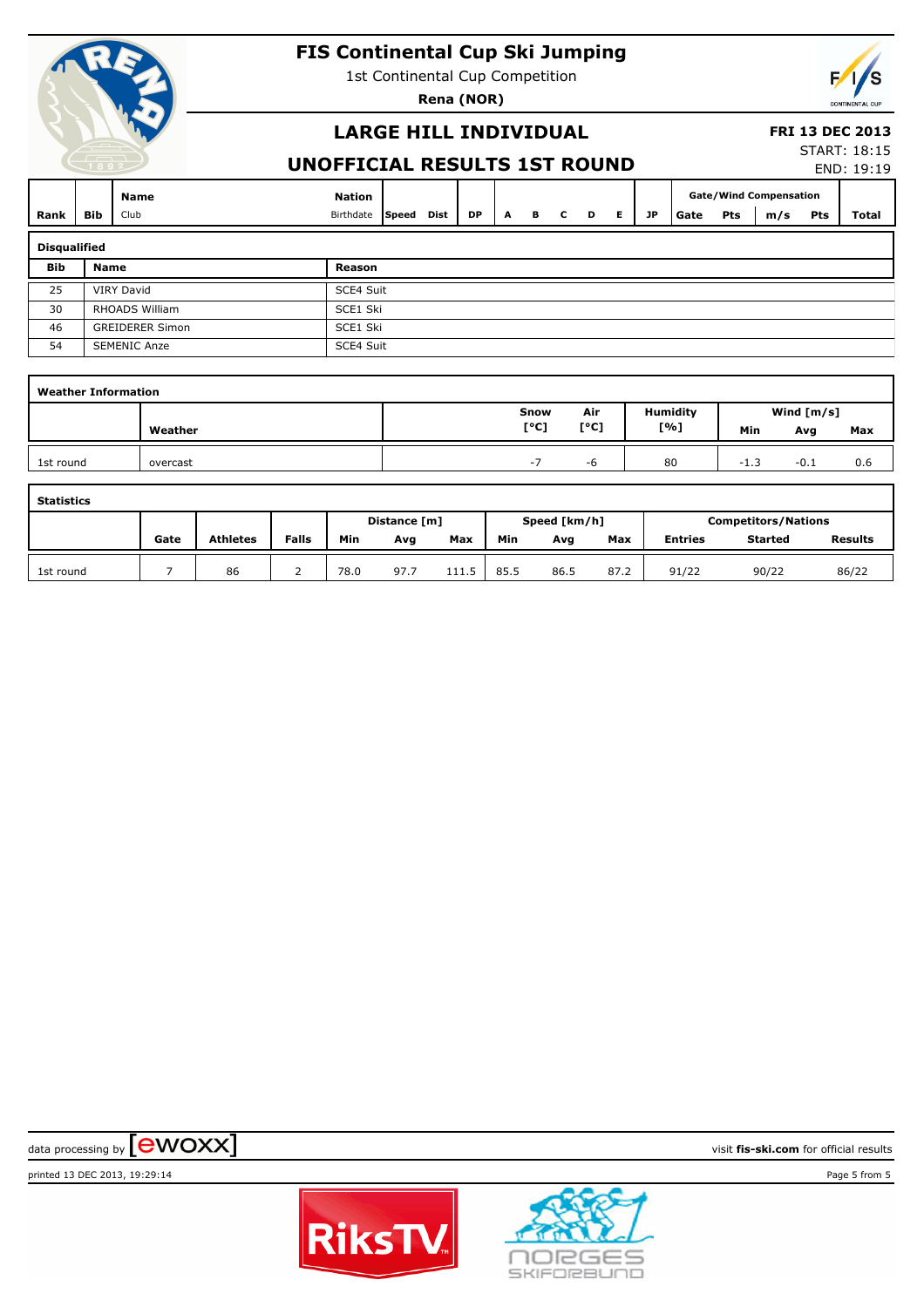# FIS Continental Cup Ski Jumping

1st Continental Cup Competition

**Rena (NOR)**

## LARGE HILL INDIVIDUAL

**FRI 13 DEC 2013**

START: 18:15

END: 19:19

## UNOFFICIAL RESULTS 1ST ROUND

| Rank | Bib | Name / Club | Nation / Birthdate | Speed | Dist | DP | A | B | C | D | E | JP | Gate/Wind Compensation Gate | Pts | m/s | Pts | Total |
|---|---|---|---|---|---|---|---|---|---|---|---|---|---|---|---|---|---|

**Disqualified**

| Bib | Name | Reason |
|---|---|---|
| 25 | VIRY David | SCE4 Suit |
| 30 | RHOADS William | SCE1 Ski |
| 46 | GREIDERER Simon | SCE1 Ski |
| 54 | SEMENIC Anze | SCE4 Suit |

**Weather Information**

| | Weather | Snow [°C] | Air [°C] | Humidity [%] | Wind [m/s] Min | Avg | Max |
|---|---|---|---|---|---|---|---|
| 1st round | overcast | -7 | -6 | 80 | -1.3 | -0.1 | 0.6 |

**Statistics**

| | Gate | Athletes | Falls | Distance [m] Min | Avg | Max | Speed [km/h] Min | Avg | Max | Competitors/Nations Entries | Started | Results |
|---|---|---|---|---|---|---|---|---|---|---|---|---|
| 1st round | 7 | 86 | 2 | 78.0 | 97.7 | 111.5 | 85.5 | 86.5 | 87.2 | 91/22 | 90/22 | 86/22 |

data processing by ewoxx

visit fis-ski.com for official results

printed 13 DEC 2013, 19:29:14